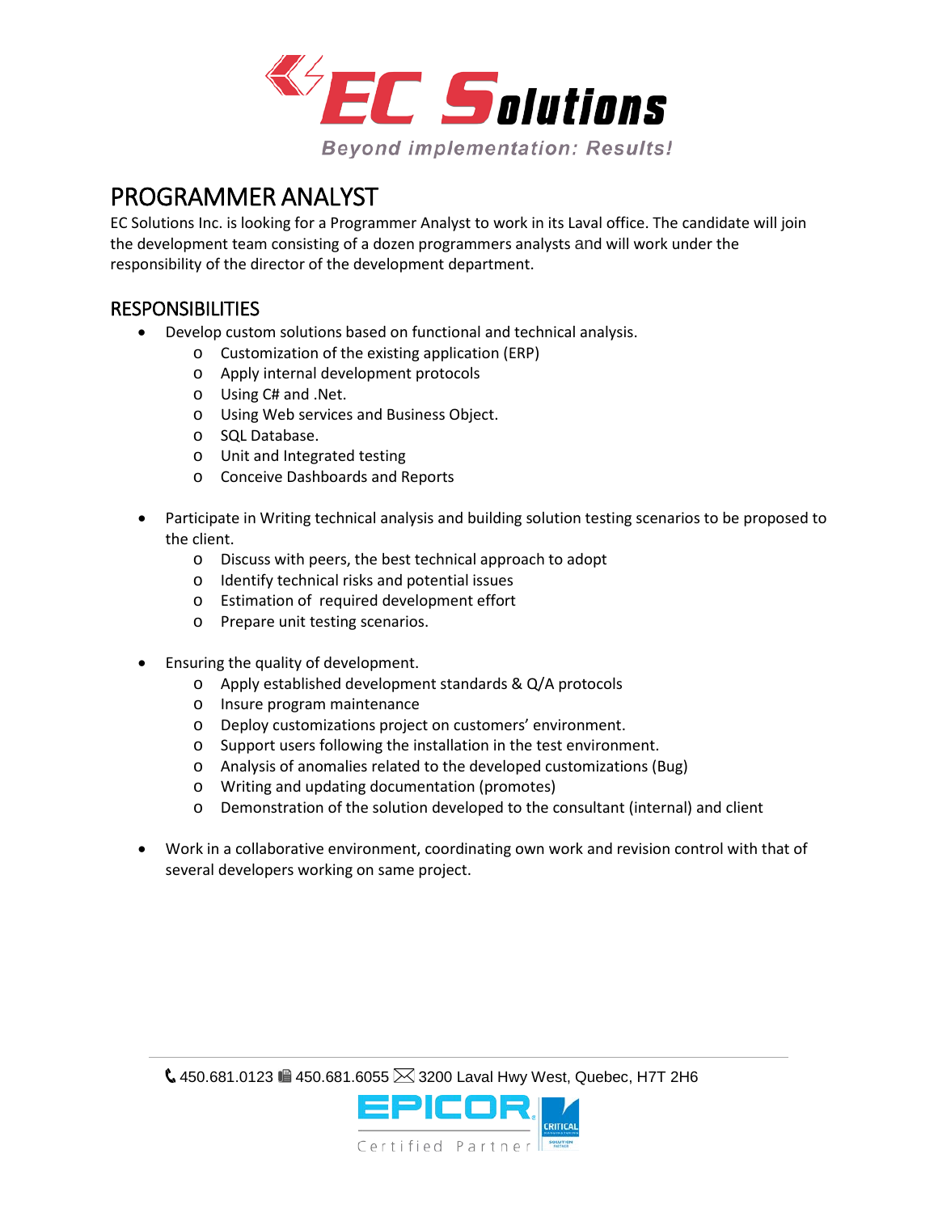EC Solutions

*Beyond implementation: Results!*

# PROGRAMMER ANALYST

EC Solutions Inc. is looking for a Programmer Analyst to work in its Laval office. The candidate will join the development team consisting of a dozen programmers analysts and will work under the responsibility of the director of the development department.

## RESPONSIBILITIES

- Develop custom solutions based on functional and technical analysis.
  - Customization of the existing application (ERP)
  - Apply internal development protocols
  - Using C# and .Net.
  - Using Web services and Business Object.
  - SQL Database.
  - Unit and Integrated testing
  - Conceive Dashboards and Reports

- Participate in Writing technical analysis and building solution testing scenarios to be proposed to the client.
  - Discuss with peers, the best technical approach to adopt
  - Identify technical risks and potential issues
  - Estimation of required development effort
  - Prepare unit testing scenarios.

- Ensuring the quality of development.
  - Apply established development standards & Q/A protocols
  - Insure program maintenance
  - Deploy customizations project on customers' environment.
  - Support users following the installation in the test environment.
  - Analysis of anomalies related to the developed customizations (Bug)
  - Writing and updating documentation (promotes)
  - Demonstration of the solution developed to the consultant (internal) and client

- Work in a collaborative environment, coordinating own work and revision control with that of several developers working on same project.

450.681.0123 450.681.6055 3200 Laval Hwy West, Quebec, H7T 2H6

EPICOR Certified Partner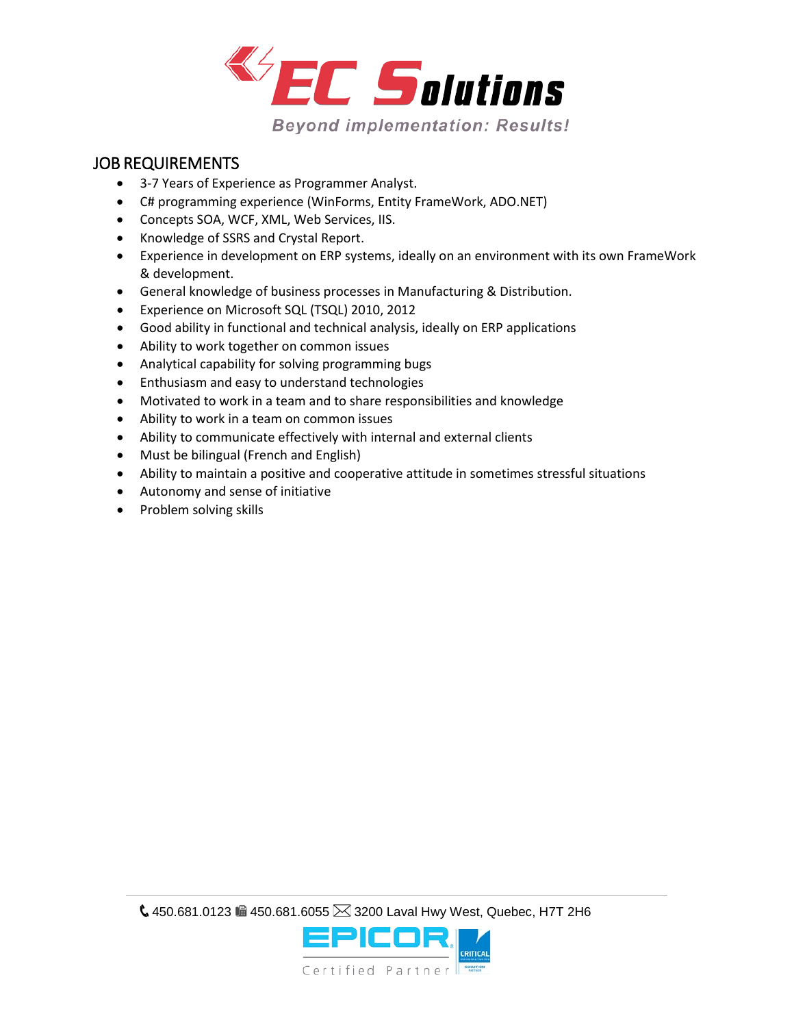# EC Solutions

*Beyond implementation: Results!*

## JOB REQUIREMENTS

- 3-7 Years of Experience as Programmer Analyst.
- C# programming experience (WinForms, Entity FrameWork, ADO.NET)
- Concepts SOA, WCF, XML, Web Services, IIS.
- Knowledge of SSRS and Crystal Report.
- Experience in development on ERP systems, ideally on an environment with its own FrameWork & development.
- General knowledge of business processes in Manufacturing & Distribution.
- Experience on Microsoft SQL (TSQL) 2010, 2012
- Good ability in functional and technical analysis, ideally on ERP applications
- Ability to work together on common issues
- Analytical capability for solving programming bugs
- Enthusiasm and easy to understand technologies
- Motivated to work in a team and to share responsibilities and knowledge
- Ability to work in a team on common issues
- Ability to communicate effectively with internal and external clients
- Must be bilingual (French and English)
- Ability to maintain a positive and cooperative attitude in sometimes stressful situations
- Autonomy and sense of initiative
- Problem solving skills

450.681.0123 450.681.6055 3200 Laval Hwy West, Quebec, H7T 2H6

EPICOR Certified Partner